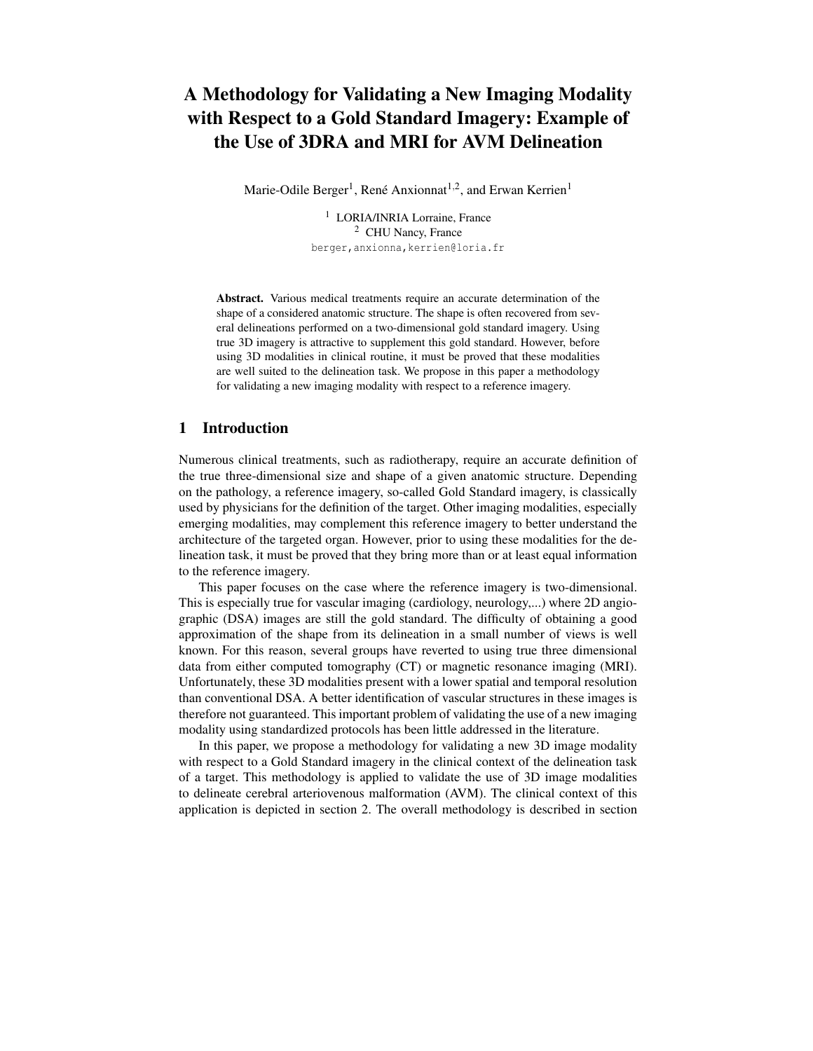# A Methodology for Validating a New Imaging Modality with Respect to a Gold Standard Imagery: Example of the Use of 3DRA and MRI for AVM Delineation

Marie-Odile Berger[1], René Anxionnat[1,2], and Erwan Kerrien[1]

[1] LORIA/INRIA Lorraine, France
[2] CHU Nancy, France
berger,anxionna,kerrien@loria.fr

**Abstract.** Various medical treatments require an accurate determination of the shape of a considered anatomic structure. The shape is often recovered from several delineations performed on a two-dimensional gold standard imagery. Using true 3D imagery is attractive to supplement this gold standard. However, before using 3D modalities in clinical routine, it must be proved that these modalities are well suited to the delineation task. We propose in this paper a methodology for validating a new imaging modality with respect to a reference imagery.

## 1 Introduction

Numerous clinical treatments, such as radiotherapy, require an accurate definition of the true three-dimensional size and shape of a given anatomic structure. Depending on the pathology, a reference imagery, so-called Gold Standard imagery, is classically used by physicians for the definition of the target. Other imaging modalities, especially emerging modalities, may complement this reference imagery to better understand the architecture of the targeted organ. However, prior to using these modalities for the delineation task, it must be proved that they bring more than or at least equal information to the reference imagery.

This paper focuses on the case where the reference imagery is two-dimensional. This is especially true for vascular imaging (cardiology, neurology,...) where 2D angiographic (DSA) images are still the gold standard. The difficulty of obtaining a good approximation of the shape from its delineation in a small number of views is well known. For this reason, several groups have reverted to using true three dimensional data from either computed tomography (CT) or magnetic resonance imaging (MRI). Unfortunately, these 3D modalities present with a lower spatial and temporal resolution than conventional DSA. A better identification of vascular structures in these images is therefore not guaranteed. This important problem of validating the use of a new imaging modality using standardized protocols has been little addressed in the literature.

In this paper, we propose a methodology for validating a new 3D image modality with respect to a Gold Standard imagery in the clinical context of the delineation task of a target. This methodology is applied to validate the use of 3D image modalities to delineate cerebral arteriovenous malformation (AVM). The clinical context of this application is depicted in section 2. The overall methodology is described in section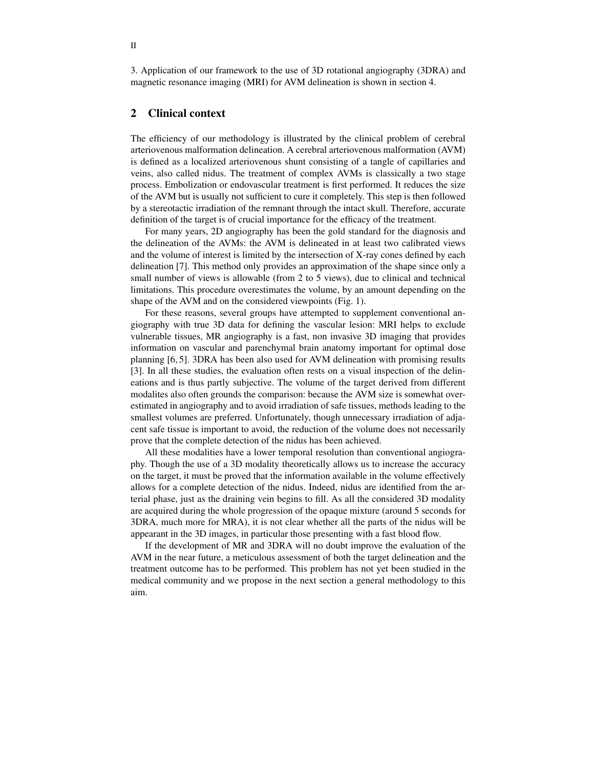3. Application of our framework to the use of 3D rotational angiography (3DRA) and magnetic resonance imaging (MRI) for AVM delineation is shown in section 4.

## 2 Clinical context

The efficiency of our methodology is illustrated by the clinical problem of cerebral arteriovenous malformation delineation. A cerebral arteriovenous malformation (AVM) is defined as a localized arteriovenous shunt consisting of a tangle of capillaries and veins, also called nidus. The treatment of complex AVMs is classically a two stage process. Embolization or endovascular treatment is first performed. It reduces the size of the AVM but is usually not sufficient to cure it completely. This step is then followed by a stereotactic irradiation of the remnant through the intact skull. Therefore, accurate definition of the target is of crucial importance for the efficacy of the treatment.

For many years, 2D angiography has been the gold standard for the diagnosis and the delineation of the AVMs: the AVM is delineated in at least two calibrated views and the volume of interest is limited by the intersection of X-ray cones defined by each delineation [7]. This method only provides an approximation of the shape since only a small number of views is allowable (from 2 to 5 views), due to clinical and technical limitations. This procedure overestimates the volume, by an amount depending on the shape of the AVM and on the considered viewpoints (Fig. 1).

For these reasons, several groups have attempted to supplement conventional angiography with true 3D data for defining the vascular lesion: MRI helps to exclude vulnerable tissues, MR angiography is a fast, non invasive 3D imaging that provides information on vascular and parenchymal brain anatomy important for optimal dose planning [6, 5]. 3DRA has been also used for AVM delineation with promising results [3]. In all these studies, the evaluation often rests on a visual inspection of the delineations and is thus partly subjective. The volume of the target derived from different modalites also often grounds the comparison: because the AVM size is somewhat overestimated in angiography and to avoid irradiation of safe tissues, methods leading to the smallest volumes are preferred. Unfortunately, though unnecessary irradiation of adjacent safe tissue is important to avoid, the reduction of the volume does not necessarily prove that the complete detection of the nidus has been achieved.

All these modalities have a lower temporal resolution than conventional angiography. Though the use of a 3D modality theoretically allows us to increase the accuracy on the target, it must be proved that the information available in the volume effectively allows for a complete detection of the nidus. Indeed, nidus are identified from the arterial phase, just as the draining vein begins to fill. As all the considered 3D modality are acquired during the whole progression of the opaque mixture (around 5 seconds for 3DRA, much more for MRA), it is not clear whether all the parts of the nidus will be appearant in the 3D images, in particular those presenting with a fast blood flow.

If the development of MR and 3DRA will no doubt improve the evaluation of the AVM in the near future, a meticulous assessment of both the target delineation and the treatment outcome has to be performed. This problem has not yet been studied in the medical community and we propose in the next section a general methodology to this aim.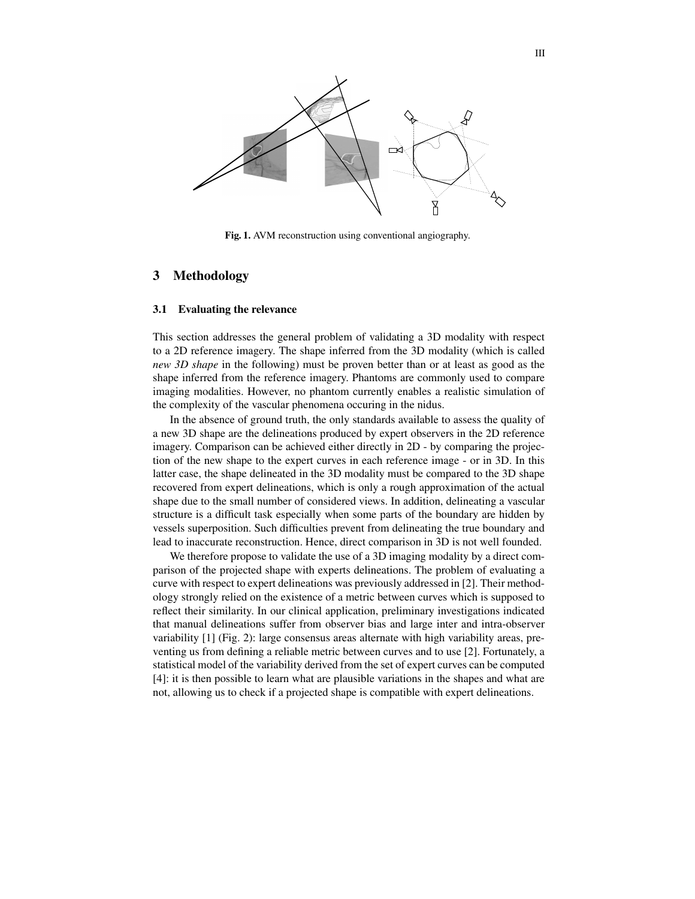**Fig. 1.** AVM reconstruction using conventional angiography.

## 3 Methodology

### 3.1 Evaluating the relevance

This section addresses the general problem of validating a 3D modality with respect to a 2D reference imagery. The shape inferred from the 3D modality (which is called *new 3D shape* in the following) must be proven better than or at least as good as the shape inferred from the reference imagery. Phantoms are commonly used to compare imaging modalities. However, no phantom currently enables a realistic simulation of the complexity of the vascular phenomena occuring in the nidus.

In the absence of ground truth, the only standards available to assess the quality of a new 3D shape are the delineations produced by expert observers in the 2D reference imagery. Comparison can be achieved either directly in 2D - by comparing the projection of the new shape to the expert curves in each reference image - or in 3D. In this latter case, the shape delineated in the 3D modality must be compared to the 3D shape recovered from expert delineations, which is only a rough approximation of the actual shape due to the small number of considered views. In addition, delineating a vascular structure is a difficult task especially when some parts of the boundary are hidden by vessels superposition. Such difficulties prevent from delineating the true boundary and lead to inaccurate reconstruction. Hence, direct comparison in 3D is not well founded.

We therefore propose to validate the use of a 3D imaging modality by a direct comparison of the projected shape with experts delineations. The problem of evaluating a curve with respect to expert delineations was previously addressed in [2]. Their methodology strongly relied on the existence of a metric between curves which is supposed to reflect their similarity. In our clinical application, preliminary investigations indicated that manual delineations suffer from observer bias and large inter and intra-observer variability [1] (Fig. 2): large consensus areas alternate with high variability areas, preventing us from defining a reliable metric between curves and to use [2]. Fortunately, a statistical model of the variability derived from the set of expert curves can be computed [4]: it is then possible to learn what are plausible variations in the shapes and what are not, allowing us to check if a projected shape is compatible with expert delineations.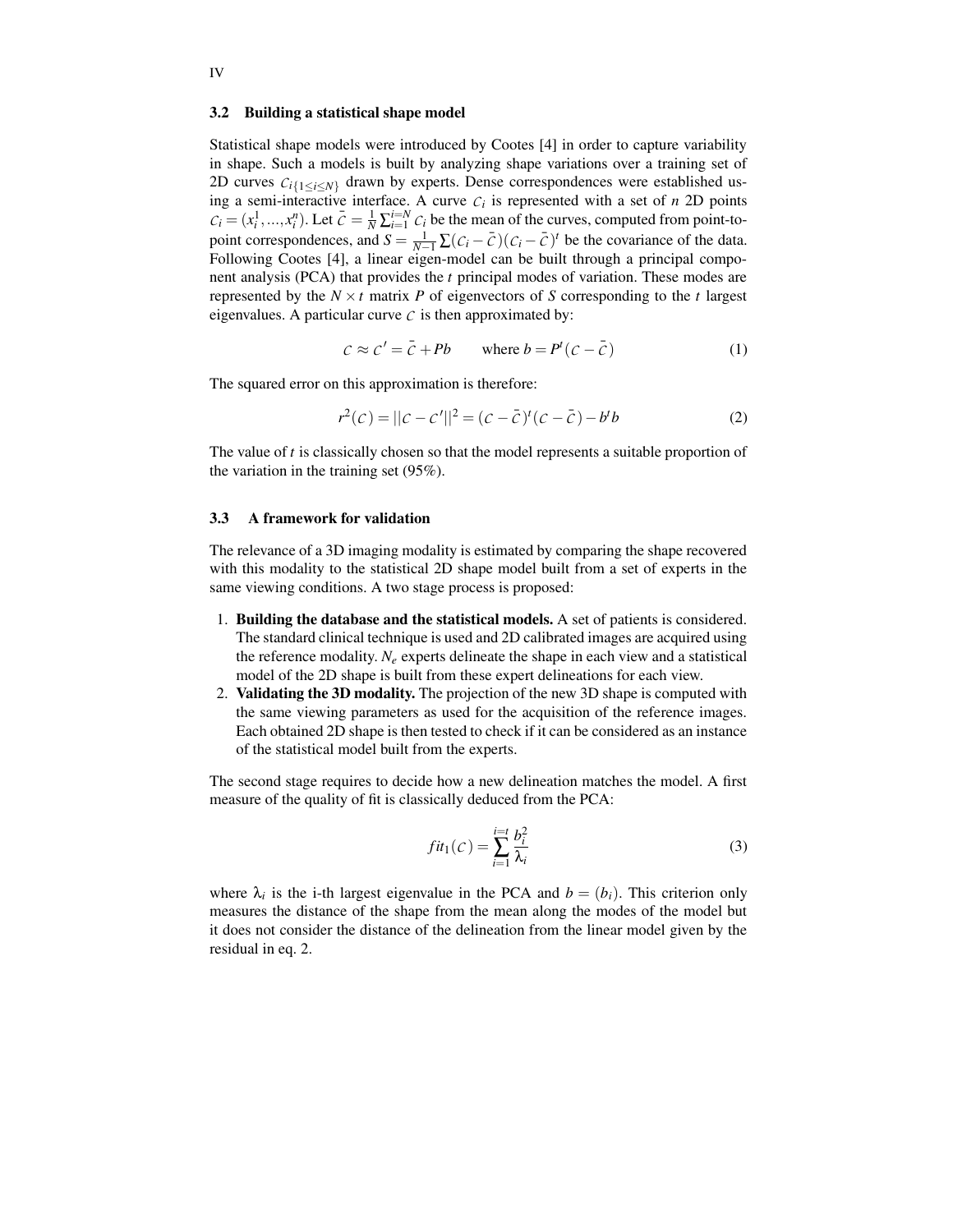### 3.2 Building a statistical shape model

Statistical shape models were introduced by Cootes [4] in order to capture variability in shape. Such a models is built by analyzing shape variations over a training set of 2D curves $\mathcal{C}_{i\{1\leq i\leq N\}}$ drawn by experts. Dense correspondences were established using a semi-interactive interface. A curve $\mathcal{C}_i$ is represented with a set of $n$ 2D points $\mathcal{C}_i = (x_i^1, ..., x_i^n)$. Let $\bar{\mathcal{C}} = \frac{1}{N}\sum_{i=1}^{i=N}\mathcal{C}_i$ be the mean of the curves, computed from point-to-point correspondences, and $S = \frac{1}{N-1}\sum(\mathcal{C}_i - \bar{\mathcal{C}})(\mathcal{C}_i - \bar{\mathcal{C}})^t$ be the covariance of the data. Following Cootes [4], a linear eigen-model can be built through a principal component analysis (PCA) that provides the $t$ principal modes of variation. These modes are represented by the $N \times t$ matrix $P$ of eigenvectors of $S$ corresponding to the $t$ largest eigenvalues. A particular curve $\mathcal{C}$ is then approximated by:

$$\mathcal{C} \approx \mathcal{C}' = \bar{\mathcal{C}} + Pb \qquad \text{where } b = P^t(\mathcal{C} - \bar{\mathcal{C}}) \tag{1}$$

The squared error on this approximation is therefore:

$$r^2(\mathcal{C}) = ||\mathcal{C} - \mathcal{C}'||^2 = (\mathcal{C} - \bar{\mathcal{C}})^t(\mathcal{C} - \bar{\mathcal{C}}) - b^t b \tag{2}$$

The value of $t$ is classically chosen so that the model represents a suitable proportion of the variation in the training set (95%).

### 3.3 A framework for validation

The relevance of a 3D imaging modality is estimated by comparing the shape recovered with this modality to the statistical 2D shape model built from a set of experts in the same viewing conditions. A two stage process is proposed:

1. **Building the database and the statistical models.** A set of patients is considered. The standard clinical technique is used and 2D calibrated images are acquired using the reference modality. $N_e$ experts delineate the shape in each view and a statistical model of the 2D shape is built from these expert delineations for each view.
2. **Validating the 3D modality.** The projection of the new 3D shape is computed with the same viewing parameters as used for the acquisition of the reference images. Each obtained 2D shape is then tested to check if it can be considered as an instance of the statistical model built from the experts.

The second stage requires to decide how a new delineation matches the model. A first measure of the quality of fit is classically deduced from the PCA:

$$fit_1(\mathcal{C}) = \sum_{i=1}^{i=t} \frac{b_i^2}{\lambda_i} \tag{3}$$

where $\lambda_i$ is the i-th largest eigenvalue in the PCA and $b = (b_i)$. This criterion only measures the distance of the shape from the mean along the modes of the model but it does not consider the distance of the delineation from the linear model given by the residual in eq. 2.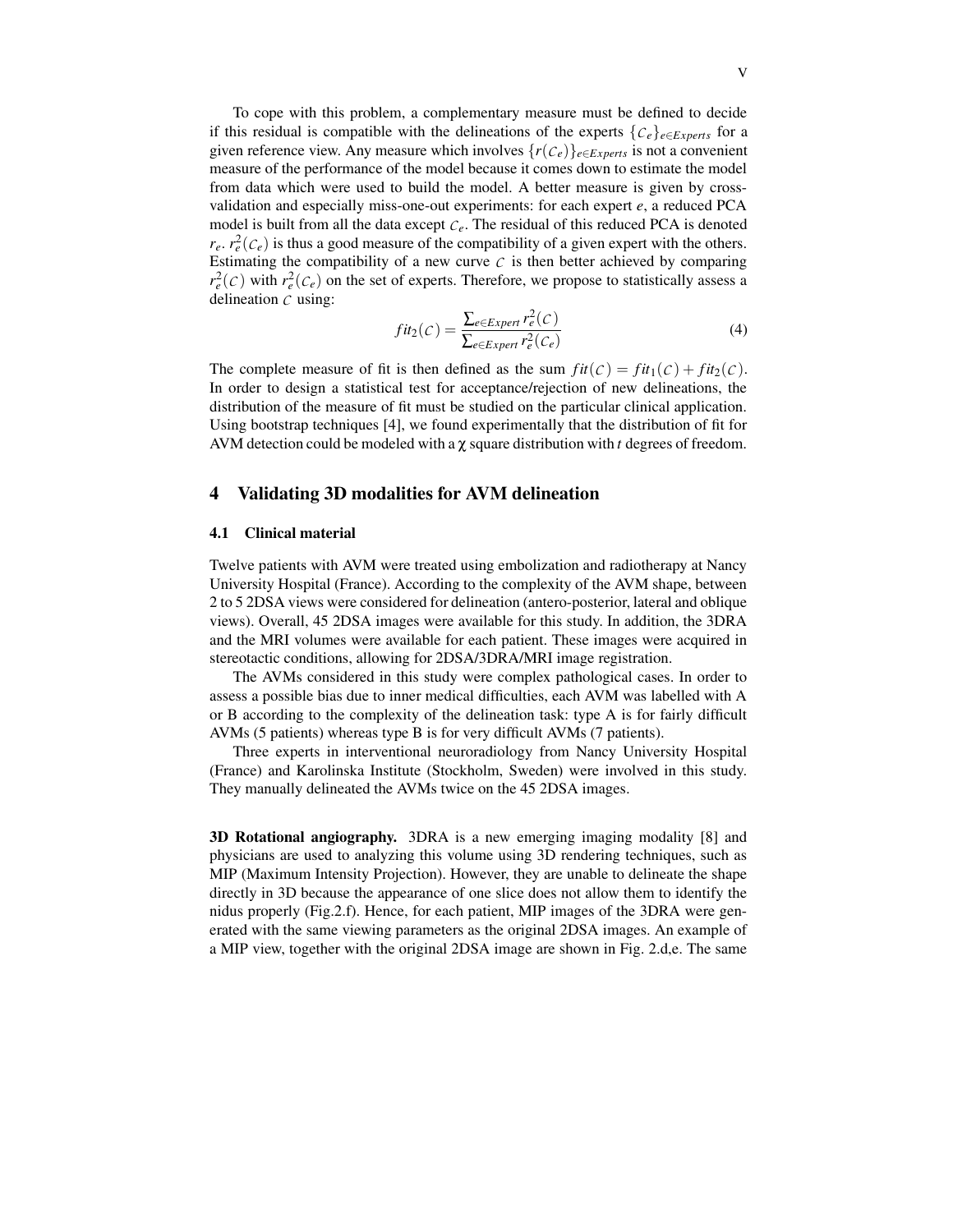To cope with this problem, a complementary measure must be defined to decide if this residual is compatible with the delineations of the experts $\{\mathcal{C}_e\}_{e \in Experts}$ for a given reference view. Any measure which involves $\{r(\mathcal{C}_e)\}_{e \in Experts}$ is not a convenient measure of the performance of the model because it comes down to estimate the model from data which were used to build the model. A better measure is given by cross-validation and especially miss-one-out experiments: for each expert $e$, a reduced PCA model is built from all the data except $\mathcal{C}_e$. The residual of this reduced PCA is denoted $r_e$. $r_e^2(\mathcal{C}_e)$ is thus a good measure of the compatibility of a given expert with the others. Estimating the compatibility of a new curve $\mathcal{C}$ is then better achieved by comparing $r_e^2(\mathcal{C})$ with $r_e^2(\mathcal{C}_e)$ on the set of experts. Therefore, we propose to statistically assess a delineation $\mathcal{C}$ using:

$$fit_2(\mathcal{C}) = \frac{\sum_{e \in Expert} r_e^2(\mathcal{C})}{\sum_{e \in Expert} r_e^2(\mathcal{C}_e)} \tag{4}$$

The complete measure of fit is then defined as the sum $fit(\mathcal{C}) = fit_1(\mathcal{C}) + fit_2(\mathcal{C})$. In order to design a statistical test for acceptance/rejection of new delineations, the distribution of the measure of fit must be studied on the particular clinical application. Using bootstrap techniques [4], we found experimentally that the distribution of fit for AVM detection could be modeled with a $\chi$ square distribution with $t$ degrees of freedom.

## 4 Validating 3D modalities for AVM delineation

### 4.1 Clinical material

Twelve patients with AVM were treated using embolization and radiotherapy at Nancy University Hospital (France). According to the complexity of the AVM shape, between 2 to 5 2DSA views were considered for delineation (antero-posterior, lateral and oblique views). Overall, 45 2DSA images were available for this study. In addition, the 3DRA and the MRI volumes were available for each patient. These images were acquired in stereotactic conditions, allowing for 2DSA/3DRA/MRI image registration.

The AVMs considered in this study were complex pathological cases. In order to assess a possible bias due to inner medical difficulties, each AVM was labelled with A or B according to the complexity of the delineation task: type A is for fairly difficult AVMs (5 patients) whereas type B is for very difficult AVMs (7 patients).

Three experts in interventional neuroradiology from Nancy University Hospital (France) and Karolinska Institute (Stockholm, Sweden) were involved in this study. They manually delineated the AVMs twice on the 45 2DSA images.

**3D Rotational angiography.** 3DRA is a new emerging imaging modality [8] and physicians are used to analyzing this volume using 3D rendering techniques, such as MIP (Maximum Intensity Projection). However, they are unable to delineate the shape directly in 3D because the appearance of one slice does not allow them to identify the nidus properly (Fig.2.f). Hence, for each patient, MIP images of the 3DRA were generated with the same viewing parameters as the original 2DSA images. An example of a MIP view, together with the original 2DSA image are shown in Fig. 2.d,e. The same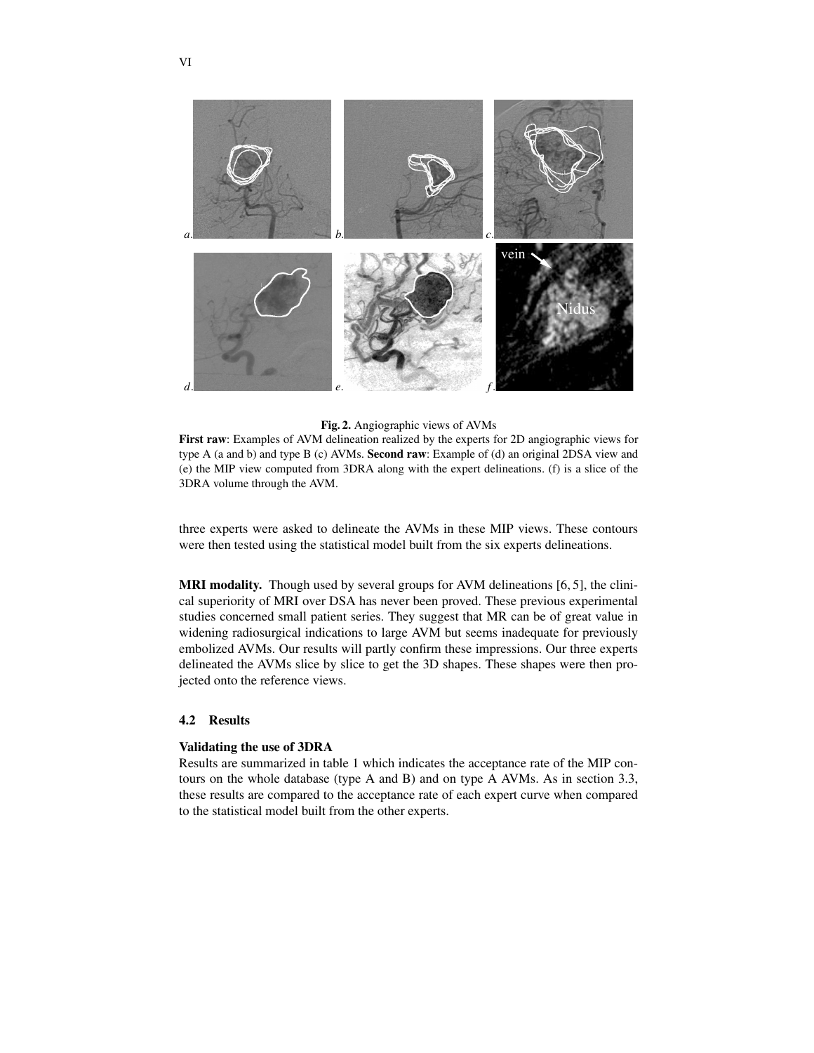**Fig. 2.** Angiographic views of AVMs

**First raw**: Examples of AVM delineation realized by the experts for 2D angiographic views for type A (a and b) and type B (c) AVMs. **Second raw**: Example of (d) an original 2DSA view and (e) the MIP view computed from 3DRA along with the expert delineations. (f) is a slice of the 3DRA volume through the AVM.

three experts were asked to delineate the AVMs in these MIP views. These contours were then tested using the statistical model built from the six experts delineations.

**MRI modality.** Though used by several groups for AVM delineations [6, 5], the clinical superiority of MRI over DSA has never been proved. These previous experimental studies concerned small patient series. They suggest that MR can be of great value in widening radiosurgical indications to large AVM but seems inadequate for previously embolized AVMs. Our results will partly confirm these impressions. Our three experts delineated the AVMs slice by slice to get the 3D shapes. These shapes were then projected onto the reference views.

### 4.2 Results

**Validating the use of 3DRA**

Results are summarized in table 1 which indicates the acceptance rate of the MIP contours on the whole database (type A and B) and on type A AVMs. As in section 3.3, these results are compared to the acceptance rate of each expert curve when compared to the statistical model built from the other experts.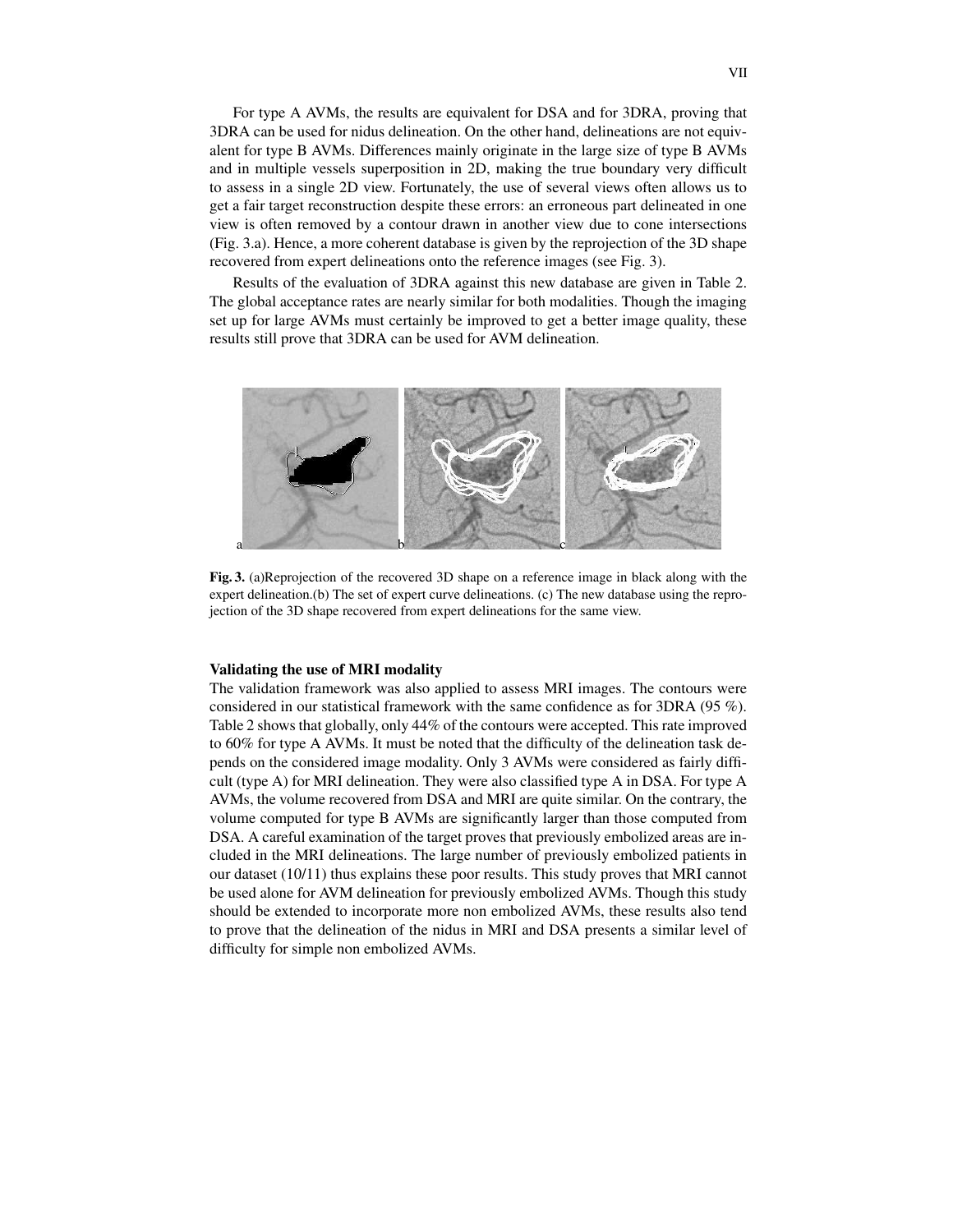For type A AVMs, the results are equivalent for DSA and for 3DRA, proving that 3DRA can be used for nidus delineation. On the other hand, delineations are not equivalent for type B AVMs. Differences mainly originate in the large size of type B AVMs and in multiple vessels superposition in 2D, making the true boundary very difficult to assess in a single 2D view. Fortunately, the use of several views often allows us to get a fair target reconstruction despite these errors: an erroneous part delineated in one view is often removed by a contour drawn in another view due to cone intersections (Fig. 3.a). Hence, a more coherent database is given by the reprojection of the 3D shape recovered from expert delineations onto the reference images (see Fig. 3).

Results of the evaluation of 3DRA against this new database are given in Table 2. The global acceptance rates are nearly similar for both modalities. Though the imaging set up for large AVMs must certainly be improved to get a better image quality, these results still prove that 3DRA can be used for AVM delineation.

**Fig. 3.** (a)Reprojection of the recovered 3D shape on a reference image in black along with the expert delineation.(b) The set of expert curve delineations. (c) The new database using the reprojection of the 3D shape recovered from expert delineations for the same view.

**Validating the use of MRI modality**

The validation framework was also applied to assess MRI images. The contours were considered in our statistical framework with the same confidence as for 3DRA (95 %). Table 2 shows that globally, only 44% of the contours were accepted. This rate improved to 60% for type A AVMs. It must be noted that the difficulty of the delineation task depends on the considered image modality. Only 3 AVMs were considered as fairly difficult (type A) for MRI delineation. They were also classified type A in DSA. For type A AVMs, the volume recovered from DSA and MRI are quite similar. On the contrary, the volume computed for type B AVMs are significantly larger than those computed from DSA. A careful examination of the target proves that previously embolized areas are included in the MRI delineations. The large number of previously embolized patients in our dataset (10/11) thus explains these poor results. This study proves that MRI cannot be used alone for AVM delineation for previously embolized AVMs. Though this study should be extended to incorporate more non embolized AVMs, these results also tend to prove that the delineation of the nidus in MRI and DSA presents a similar level of difficulty for simple non embolized AVMs.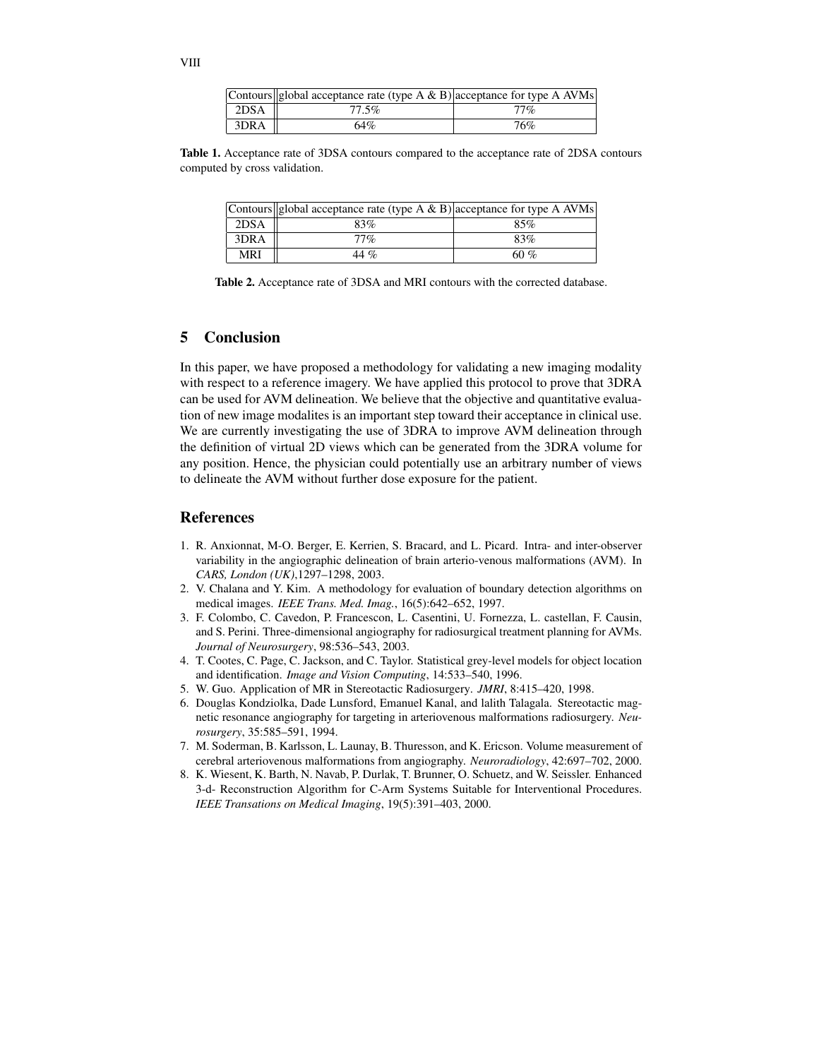| Contours | global acceptance rate (type A & B) | acceptance for type A AVMs |
|---|---|---|
| 2DSA | 77.5% | 77% |
| 3DRA | 64% | 76% |

**Table 1.** Acceptance rate of 3DSA contours compared to the acceptance rate of 2DSA contours computed by cross validation.

| Contours | global acceptance rate (type A & B) | acceptance for type A AVMs |
|---|---|---|
| 2DSA | 83% | 85% |
| 3DRA | 77% | 83% |
| MRI | 44 % | 60 % |

**Table 2.** Acceptance rate of 3DSA and MRI contours with the corrected database.

## 5 Conclusion

In this paper, we have proposed a methodology for validating a new imaging modality with respect to a reference imagery. We have applied this protocol to prove that 3DRA can be used for AVM delineation. We believe that the objective and quantitative evaluation of new image modalites is an important step toward their acceptance in clinical use. We are currently investigating the use of 3DRA to improve AVM delineation through the definition of virtual 2D views which can be generated from the 3DRA volume for any position. Hence, the physician could potentially use an arbitrary number of views to delineate the AVM without further dose exposure for the patient.

## References

1. R. Anxionnat, M-O. Berger, E. Kerrien, S. Bracard, and L. Picard. Intra- and inter-observer variability in the angiographic delineation of brain arterio-venous malformations (AVM). In *CARS, London (UK)*,1297–1298, 2003.
2. V. Chalana and Y. Kim. A methodology for evaluation of boundary detection algorithms on medical images. *IEEE Trans. Med. Imag.*, 16(5):642–652, 1997.
3. F. Colombo, C. Cavedon, P. Francescon, L. Casentini, U. Fornezza, L. castellan, F. Causin, and S. Perini. Three-dimensional angiography for radiosurgical treatment planning for AVMs. *Journal of Neurosurgery*, 98:536–543, 2003.
4. T. Cootes, C. Page, C. Jackson, and C. Taylor. Statistical grey-level models for object location and identification. *Image and Vision Computing*, 14:533–540, 1996.
5. W. Guo. Application of MR in Stereotactic Radiosurgery. *JMRI*, 8:415–420, 1998.
6. Douglas Kondziolka, Dade Lunsford, Emanuel Kanal, and lalith Talagala. Stereotactic magnetic resonance angiography for targeting in arteriovenous malformations radiosurgery. *Neurosurgery*, 35:585–591, 1994.
7. M. Soderman, B. Karlsson, L. Launay, B. Thuresson, and K. Ericson. Volume measurement of cerebral arteriovenous malformations from angiography. *Neuroradiology*, 42:697–702, 2000.
8. K. Wiesent, K. Barth, N. Navab, P. Durlak, T. Brunner, O. Schuetz, and W. Seissler. Enhanced 3-d- Reconstruction Algorithm for C-Arm Systems Suitable for Interventional Procedures. *IEEE Transations on Medical Imaging*, 19(5):391–403, 2000.